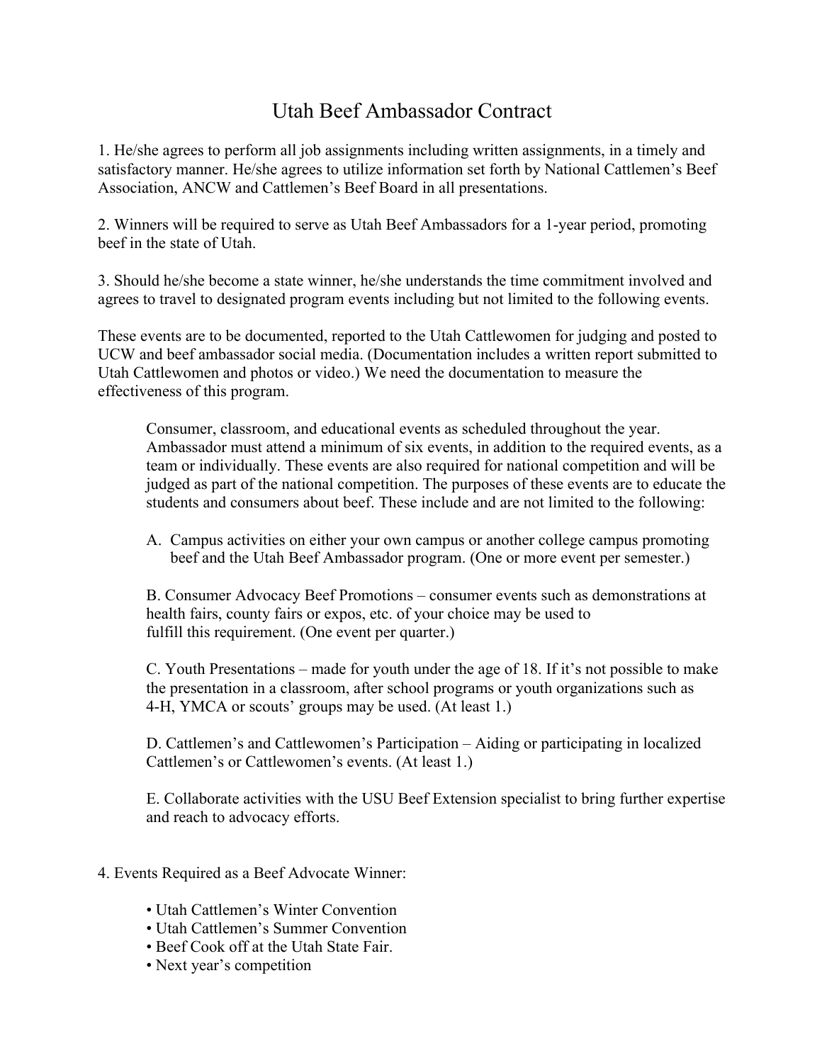# Utah Beef Ambassador Contract

1. He/she agrees to perform all job assignments including written assignments, in a timely and satisfactory manner. He/she agrees to utilize information set forth by National Cattlemen's Beef Association, ANCW and Cattlemen's Beef Board in all presentations.

2. Winners will be required to serve as Utah Beef Ambassadors for a 1-year period, promoting beef in the state of Utah.

3. Should he/she become a state winner, he/she understands the time commitment involved and agrees to travel to designated program events including but not limited to the following events.

These events are to be documented, reported to the Utah Cattlewomen for judging and posted to UCW and beef ambassador social media. (Documentation includes a written report submitted to Utah Cattlewomen and photos or video.) We need the documentation to measure the effectiveness of this program.

> Consumer, classroom, and educational events as scheduled throughout the year. Ambassador must attend a minimum of six events, in addition to the required events, as a team or individually. These events are also required for national competition and will be judged as part of the national competition. The purposes of these events are to educate the students and consumers about beef. These include and are not limited to the following:
>
> A. Campus activities on either your own campus or another college campus promoting beef and the Utah Beef Ambassador program. (One or more event per semester.)
>
> B. Consumer Advocacy Beef Promotions – consumer events such as demonstrations at health fairs, county fairs or expos, etc. of your choice may be used to fulfill this requirement. (One event per quarter.)
>
> C. Youth Presentations – made for youth under the age of 18. If it's not possible to make the presentation in a classroom, after school programs or youth organizations such as 4-H, YMCA or scouts' groups may be used. (At least 1.)
>
> D. Cattlemen's and Cattlewomen's Participation – Aiding or participating in localized Cattlemen's or Cattlewomen's events. (At least 1.)
>
> E. Collaborate activities with the USU Beef Extension specialist to bring further expertise and reach to advocacy efforts.

4. Events Required as a Beef Advocate Winner:

- Utah Cattlemen's Winter Convention
- Utah Cattlemen's Summer Convention
- Beef Cook off at the Utah State Fair.
- Next year's competition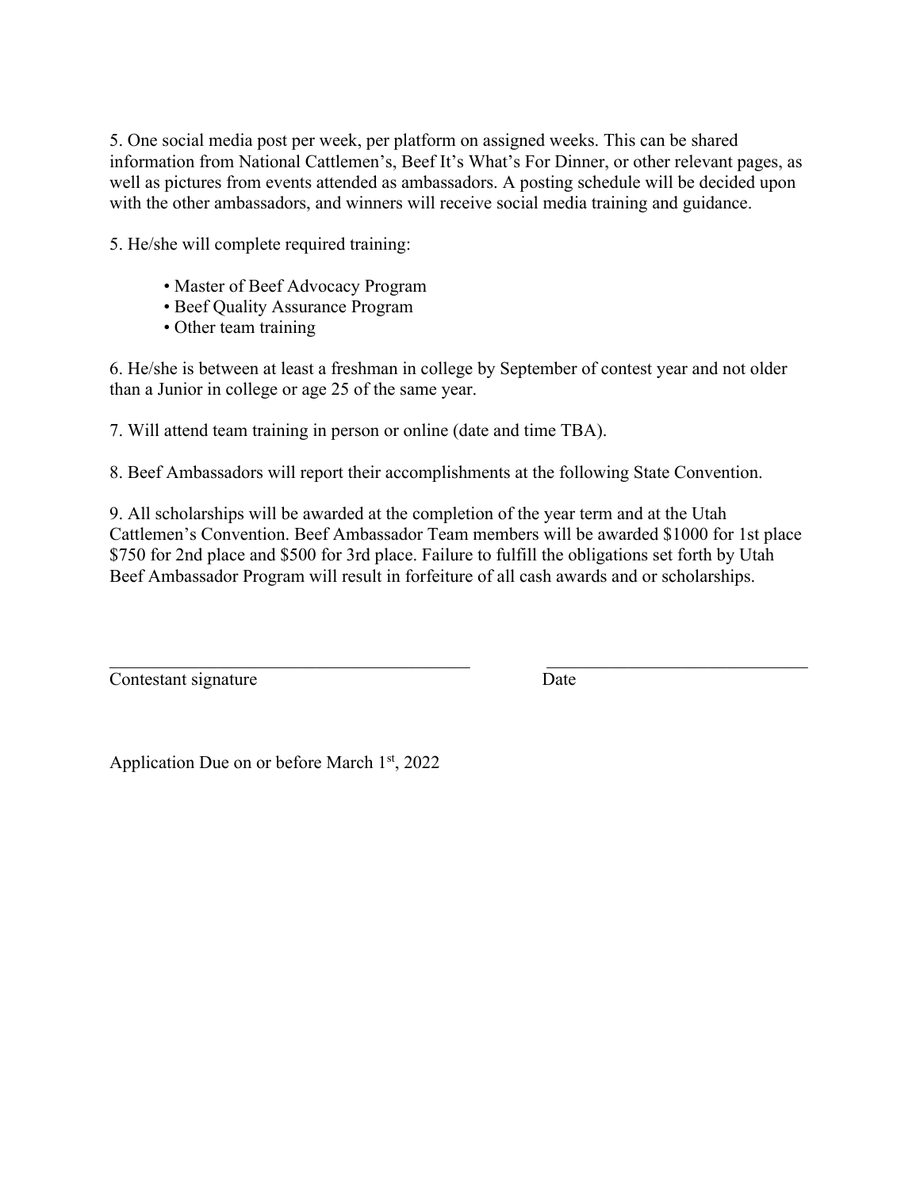5. One social media post per week, per platform on assigned weeks. This can be shared information from National Cattlemen's, Beef It's What's For Dinner, or other relevant pages, as well as pictures from events attended as ambassadors. A posting schedule will be decided upon with the other ambassadors, and winners will receive social media training and guidance.

5. He/she will complete required training:

- Master of Beef Advocacy Program
- Beef Quality Assurance Program
- Other team training

6. He/she is between at least a freshman in college by September of contest year and not older than a Junior in college or age 25 of the same year.

7. Will attend team training in person or online (date and time TBA).

8. Beef Ambassadors will report their accomplishments at the following State Convention.

9. All scholarships will be awarded at the completion of the year term and at the Utah Cattlemen's Convention. Beef Ambassador Team members will be awarded $1000 for 1st place $750 for 2nd place and $500 for 3rd place. Failure to fulfill the obligations set forth by Utah Beef Ambassador Program will result in forfeiture of all cash awards and or scholarships.

\_\_\_\_\_\_\_\_\_\_\_\_\_\_\_\_\_\_\_\_\_\_\_\_\_\_\_\_\_\_\_\_\_\_\_\_\_\_\_\_ \_\_\_\_\_\_\_\_\_\_\_\_\_\_\_\_\_\_\_\_\_\_\_\_\_\_\_\_\_\_

Contestant signature Date

Application Due on or before March 1st, 2022